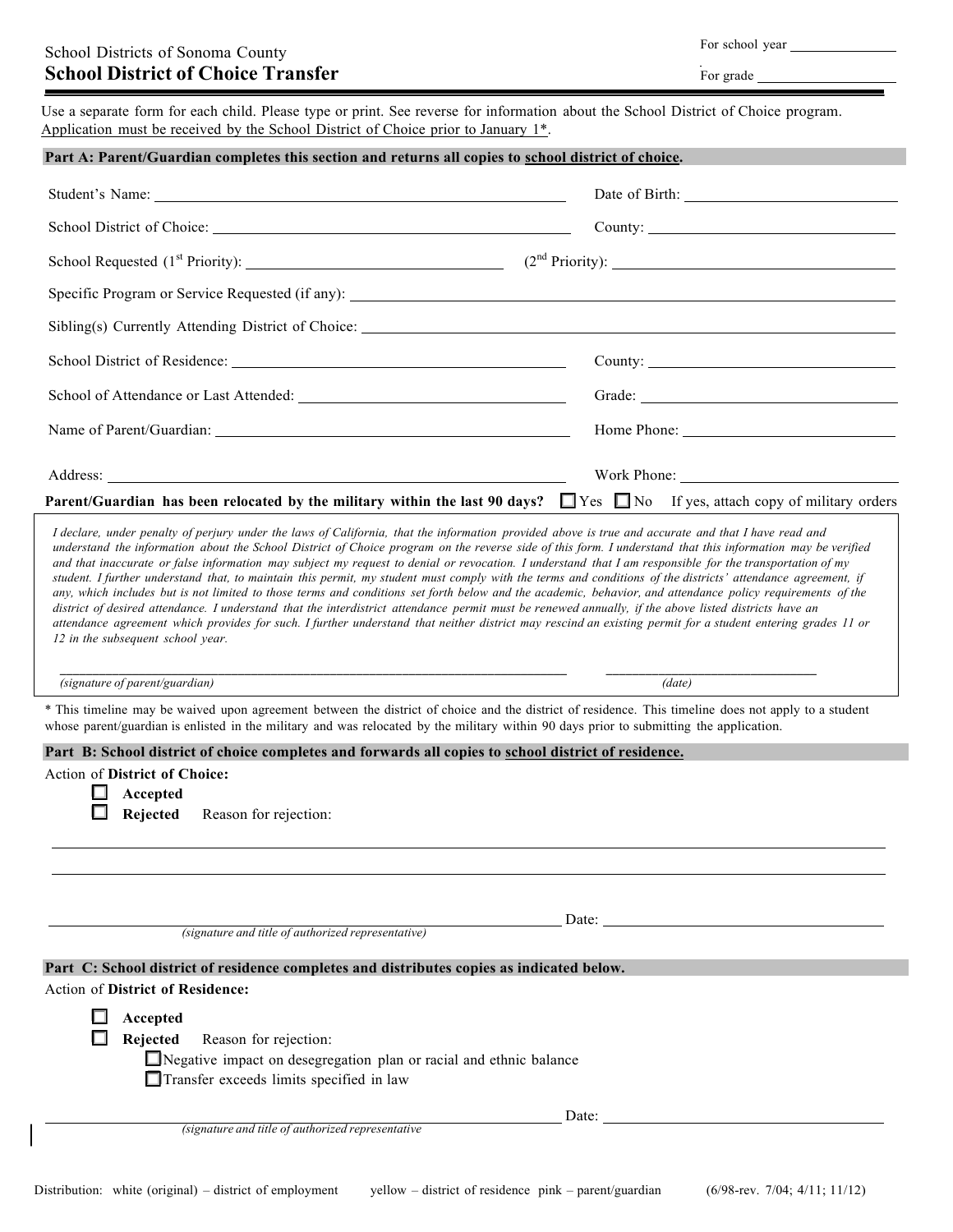School Districts of Sonoma County

# School District of Choice Transfer

For school year ____________

For grade ____________

Use a separate form for each child. Please type or print. See reverse for information about the School District of Choice program. Application must be received by the School District of Choice prior to January 1*.

## Part A: Parent/Guardian completes this section and returns all copies to school district of choice.

Student's Name: ____________ Date of Birth: ____________

School District of Choice: ____________ County: ____________

School Requested (1st Priority): ____________ (2nd Priority): ____________

Specific Program or Service Requested (if any): ____________

Sibling(s) Currently Attending District of Choice: ____________

School District of Residence: ____________ County: ____________

School of Attendance or Last Attended: ____________ Grade: ____________

Name of Parent/Guardian: ____________ Home Phone: ____________

Address: ____________ Work Phone: ____________

**Parent/Guardian has been relocated by the military within the last 90 days?** ☐ Yes ☐ No If yes, attach copy of military orders

*I declare, under penalty of perjury under the laws of California, that the information provided above is true and accurate and that I have read and understand the information about the School District of Choice program on the reverse side of this form. I understand that this information may be verified and that inaccurate or false information may subject my request to denial or revocation. I understand that I am responsible for the transportation of my student. I further understand that, to maintain this permit, my student must comply with the terms and conditions of the districts' attendance agreement, if any, which includes but is not limited to those terms and conditions set forth below and the academic, behavior, and attendance policy requirements of the district of desired attendance. I understand that the interdistrict attendance permit must be renewed annually, if the above listed districts have an attendance agreement which provides for such. I further understand that neither district may rescind an existing permit for a student entering grades 11 or 12 in the subsequent school year.*

____________________________________ ____________

*(signature of parent/guardian)* *(date)*

\* This timeline may be waived upon agreement between the district of choice and the district of residence. This timeline does not apply to a student whose parent/guardian is enlisted in the military and was relocated by the military within 90 days prior to submitting the application.

## Part B: School district of choice completes and forwards all copies to school district of residence.

Action of **District of Choice:**

- ☐ **Accepted**
- ☐ **Rejected** Reason for rejection:

____________________________________

____________________________________

____________________________________ Date: ____________

*(signature and title of authorized representative)*

## Part C: School district of residence completes and distributes copies as indicated below.

Action of **District of Residence:**

- ☐ **Accepted**
- ☐ **Rejected** Reason for rejection:
  - ☐ Negative impact on desegregation plan or racial and ethnic balance
  - ☐ Transfer exceeds limits specified in law

____________________________________ Date: ____________

*(signature and title of authorized representative*

Distribution: white (original) – district of employment yellow – district of residence pink – parent/guardian (6/98-rev. 7/04; 4/11; 11/12)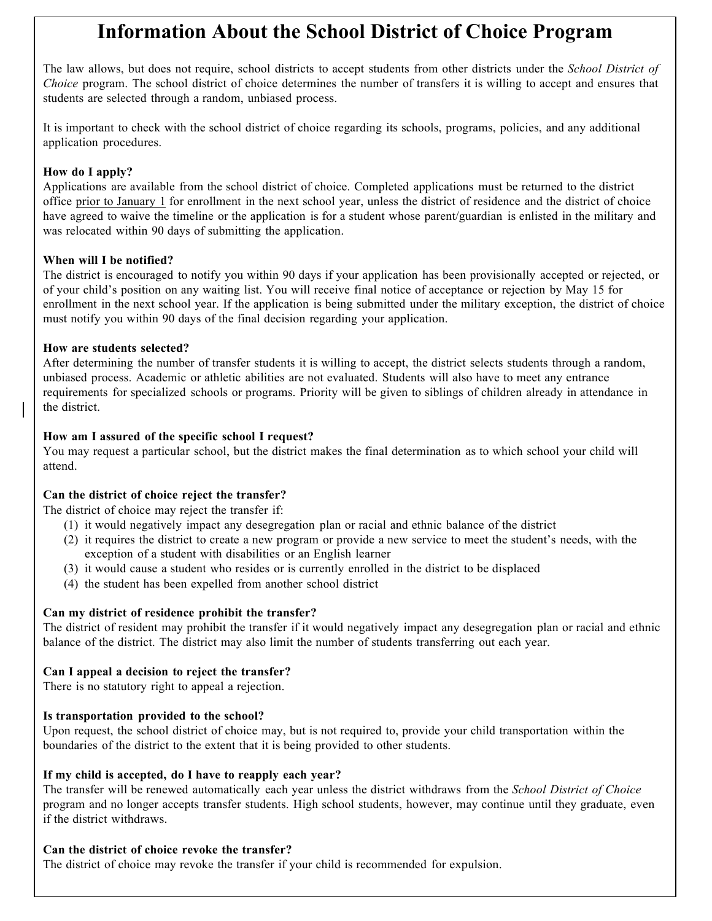# Information About the School District of Choice Program

The law allows, but does not require, school districts to accept students from other districts under the *School District of Choice* program. The school district of choice determines the number of transfers it is willing to accept and ensures that students are selected through a random, unbiased process.

It is important to check with the school district of choice regarding its schools, programs, policies, and any additional application procedures.

**How do I apply?**
Applications are available from the school district of choice. Completed applications must be returned to the district office prior to January 1 for enrollment in the next school year, unless the district of residence and the district of choice have agreed to waive the timeline or the application is for a student whose parent/guardian is enlisted in the military and was relocated within 90 days of submitting the application.

**When will I be notified?**
The district is encouraged to notify you within 90 days if your application has been provisionally accepted or rejected, or of your child's position on any waiting list. You will receive final notice of acceptance or rejection by May 15 for enrollment in the next school year. If the application is being submitted under the military exception, the district of choice must notify you within 90 days of the final decision regarding your application.

**How are students selected?**
After determining the number of transfer students it is willing to accept, the district selects students through a random, unbiased process. Academic or athletic abilities are not evaluated. Students will also have to meet any entrance requirements for specialized schools or programs. Priority will be given to siblings of children already in attendance in the district.

**How am I assured of the specific school I request?**
You may request a particular school, but the district makes the final determination as to which school your child will attend.

**Can the district of choice reject the transfer?**
The district of choice may reject the transfer if:

1. it would negatively impact any desegregation plan or racial and ethnic balance of the district
2. it requires the district to create a new program or provide a new service to meet the student's needs, with the exception of a student with disabilities or an English learner
3. it would cause a student who resides or is currently enrolled in the district to be displaced
4. the student has been expelled from another school district

**Can my district of residence prohibit the transfer?**
The district of resident may prohibit the transfer if it would negatively impact any desegregation plan or racial and ethnic balance of the district. The district may also limit the number of students transferring out each year.

**Can I appeal a decision to reject the transfer?**
There is no statutory right to appeal a rejection.

**Is transportation provided to the school?**
Upon request, the school district of choice may, but is not required to, provide your child transportation within the boundaries of the district to the extent that it is being provided to other students.

**If my child is accepted, do I have to reapply each year?**
The transfer will be renewed automatically each year unless the district withdraws from the *School District of Choice* program and no longer accepts transfer students. High school students, however, may continue until they graduate, even if the district withdraws.

**Can the district of choice revoke the transfer?**
The district of choice may revoke the transfer if your child is recommended for expulsion.